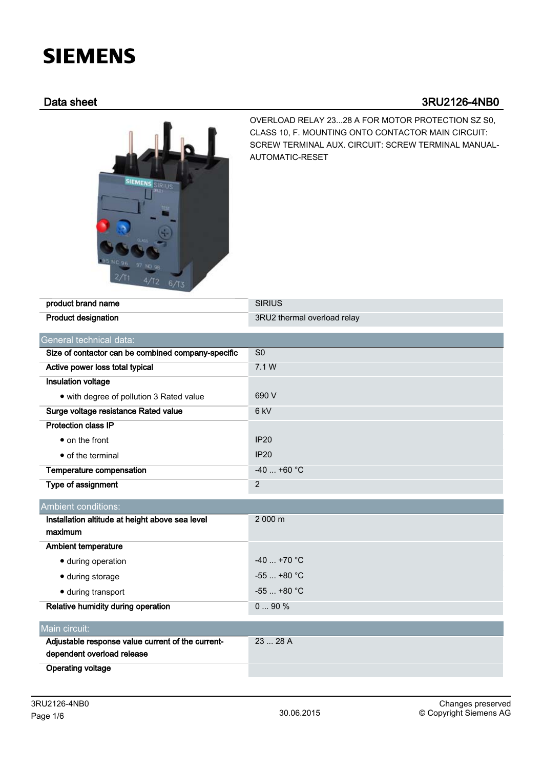SIEMENS

## Data sheet 3RU2126-4NB0

OVERLOAD RELAY 23...28 A FOR MOTOR PROTECTION SZ S0, CLASS 10, F. MOUNTING ONTO CONTACTOR MAIN CIRCUIT: SCREW TERMINAL AUX. CIRCUIT: SCREW TERMINAL MANUAL-AUTOMATIC-RESET

| | |
|---|---|
| **product brand name** | SIRIUS |
| **Product designation** | 3RU2 thermal overload relay |

| General technical data: | |
|---|---|
| **Size of contactor can be combined company-specific** | S0 |
| **Active power loss total typical** | 7.1 W |
| **Insulation voltage** | |
| • with degree of pollution 3 Rated value | 690 V |
| **Surge voltage resistance Rated value** | 6 kV |
| **Protection class IP** | |
| • on the front | IP20 |
| • of the terminal | IP20 |
| **Temperature compensation** | -40 ... +60 °C |
| **Type of assignment** | 2 |

| Ambient conditions: | |
|---|---|
| **Installation altitude at height above sea level maximum** | 2 000 m |
| **Ambient temperature** | |
| • during operation | -40 ... +70 °C |
| • during storage | -55 ... +80 °C |
| • during transport | -55 ... +80 °C |
| **Relative humidity during operation** | 0 ... 90 % |

| Main circuit: | |
|---|---|
| **Adjustable response value current of the current-dependent overload release** | 23 ... 28 A |
| **Operating voltage** | |

3RU2126-4NB0

30.06.2015

Changes preserved
© Copyright Siemens AG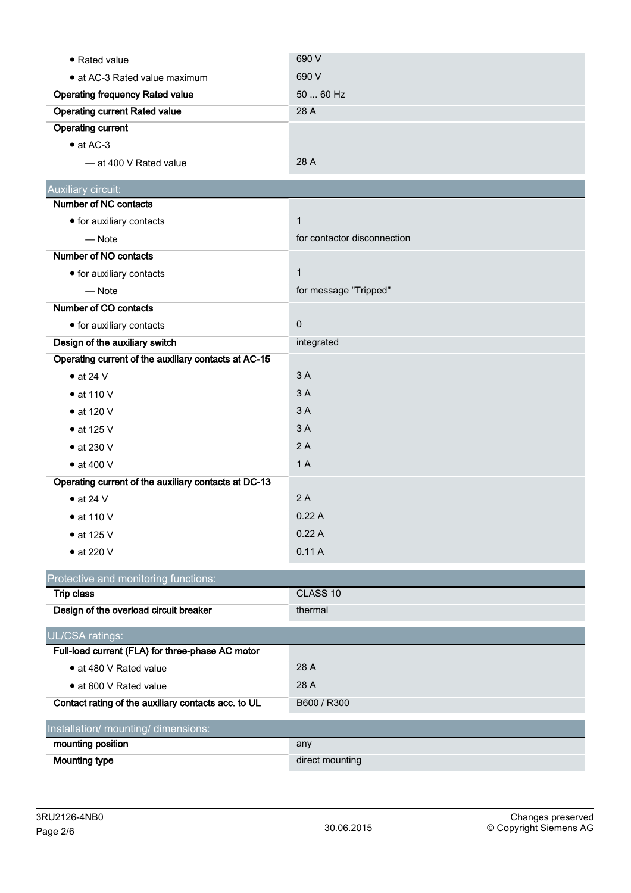| | |
|---|---|
| • Rated value | 690 V |
| • at AC-3 Rated value maximum | 690 V |
| **Operating frequency Rated value** | 50 ... 60 Hz |
| **Operating current Rated value** | 28 A |
| **Operating current** | |
| • at AC-3 | |
| — at 400 V Rated value | 28 A |

## Auxiliary circuit:

| | |
|---|---|
| **Number of NC contacts** | |
| • for auxiliary contacts | 1 |
| — Note | for contactor disconnection |
| **Number of NO contacts** | |
| • for auxiliary contacts | 1 |
| — Note | for message "Tripped" |
| **Number of CO contacts** | |
| • for auxiliary contacts | 0 |
| **Design of the auxiliary switch** | integrated |
| **Operating current of the auxiliary contacts at AC-15** | |
| • at 24 V | 3 A |
| • at 110 V | 3 A |
| • at 120 V | 3 A |
| • at 125 V | 3 A |
| • at 230 V | 2 A |
| • at 400 V | 1 A |
| **Operating current of the auxiliary contacts at DC-13** | |
| • at 24 V | 2 A |
| • at 110 V | 0.22 A |
| • at 125 V | 0.22 A |
| • at 220 V | 0.11 A |

## Protective and monitoring functions:

| | |
|---|---|
| **Trip class** | CLASS 10 |
| **Design of the overload circuit breaker** | thermal |

## UL/CSA ratings:

| | |
|---|---|
| **Full-load current (FLA) for three-phase AC motor** | |
| • at 480 V Rated value | 28 A |
| • at 600 V Rated value | 28 A |
| **Contact rating of the auxiliary contacts acc. to UL** | B600 / R300 |

## Installation/ mounting/ dimensions:

| | |
|---|---|
| **mounting position** | any |
| **Mounting type** | direct mounting |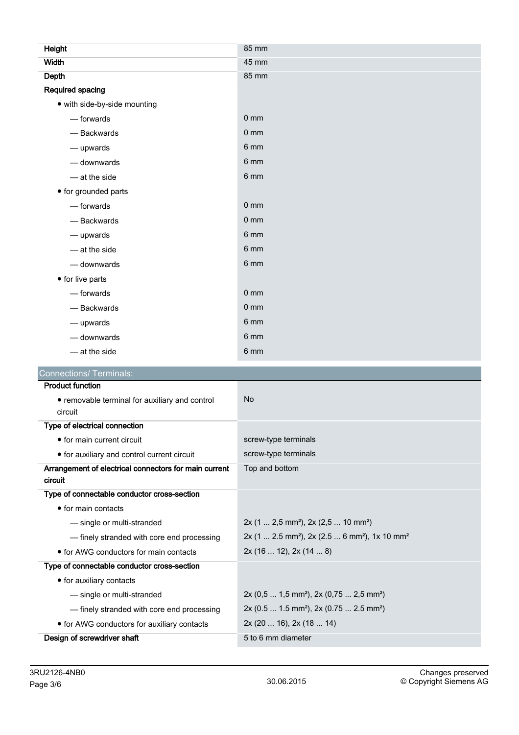| | |
|---|---|
| **Height** | 85 mm |
| **Width** | 45 mm |
| **Depth** | 85 mm |
| **Required spacing** | |
| • with side-by-side mounting | |
| — forwards | 0 mm |
| — Backwards | 0 mm |
| — upwards | 6 mm |
| — downwards | 6 mm |
| — at the side | 6 mm |
| • for grounded parts | |
| — forwards | 0 mm |
| — Backwards | 0 mm |
| — upwards | 6 mm |
| — at the side | 6 mm |
| — downwards | 6 mm |
| • for live parts | |
| — forwards | 0 mm |
| — Backwards | 0 mm |
| — upwards | 6 mm |
| — downwards | 6 mm |
| — at the side | 6 mm |

## Connections/ Terminals:

| | |
|---|---|
| **Product function** | |
| • removable terminal for auxiliary and control circuit | No |
| **Type of electrical connection** | |
| • for main current circuit | screw-type terminals |
| • for auxiliary and control current circuit | screw-type terminals |
| **Arrangement of electrical connectors for main current circuit** | Top and bottom |
| **Type of connectable conductor cross-section** | |
| • for main contacts | |
| — single or multi-stranded | 2x (1 ... 2,5 mm²), 2x (2,5 ... 10 mm²) |
| — finely stranded with core end processing | 2x (1 ... 2.5 mm²), 2x (2.5 ... 6 mm²), 1x 10 mm² |
| • for AWG conductors for main contacts | 2x (16 ... 12), 2x (14 ... 8) |
| **Type of connectable conductor cross-section** | |
| • for auxiliary contacts | |
| — single or multi-stranded | 2x (0,5 ... 1,5 mm²), 2x (0,75 ... 2,5 mm²) |
| — finely stranded with core end processing | 2x (0.5 ... 1.5 mm²), 2x (0.75 ... 2.5 mm²) |
| • for AWG conductors for auxiliary contacts | 2x (20 ... 16), 2x (18 ... 14) |
| **Design of screwdriver shaft** | 5 to 6 mm diameter |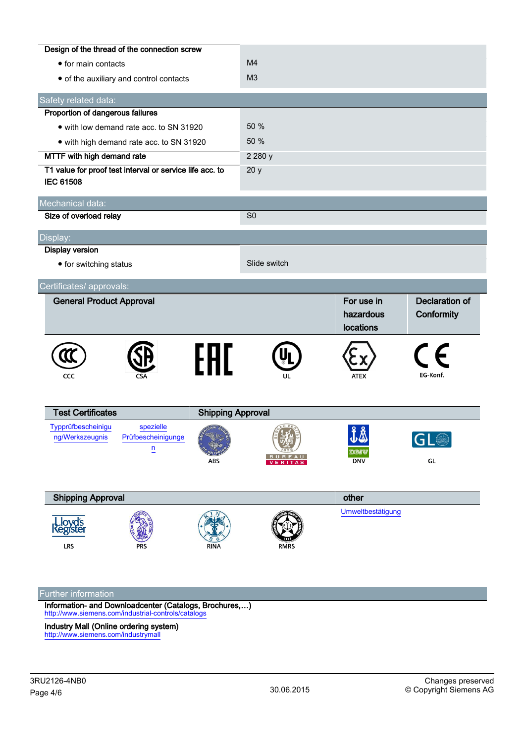| Design of the thread of the connection screw | |
|---|---|
| • for main contacts | M4 |
| • of the auxiliary and control contacts | M3 |

## Safety related data:

| Proportion of dangerous failures | |
|---|---|
| • with low demand rate acc. to SN 31920 | 50 % |
| • with high demand rate acc. to SN 31920 | 50 % |
| MTTF with high demand rate | 2 280 y |
| T1 value for proof test interval or service life acc. to IEC 61508 | 20 y |

## Mechanical data:

| Size of overload relay | S0 |
|---|---|

## Display:

| Display version | |
|---|---|
| • for switching status | Slide switch |

## Certificates/ approvals:

| General Product Approval | | | | For use in hazardous locations | Declaration of Conformity |
|---|---|---|---|---|---|
| CCC | CSA | EAC | UL | ATEX | EG-Konf. |

| Test Certificates | | Shipping Approval | | | |
|---|---|---|---|---|---|
| Typprüfbescheinigung/Werkszeugnis | spezielle Prüfbescheinigungen | ABS | BUREAU VERITAS | DNV | GL |

| Shipping Approval | | | | other |
|---|---|---|---|---|
| LRS | PRS | RINA | RMRS | Umweltbestätigung |

## Further information

**Information- and Downloadcenter (Catalogs, Brochures,…)**
http://www.siemens.com/industrial-controls/catalogs

**Industry Mall (Online ordering system)**
http://www.siemens.com/industrymall

3RU2126-4NB0 | 30.06.2015 | Changes preserved © Copyright Siemens AG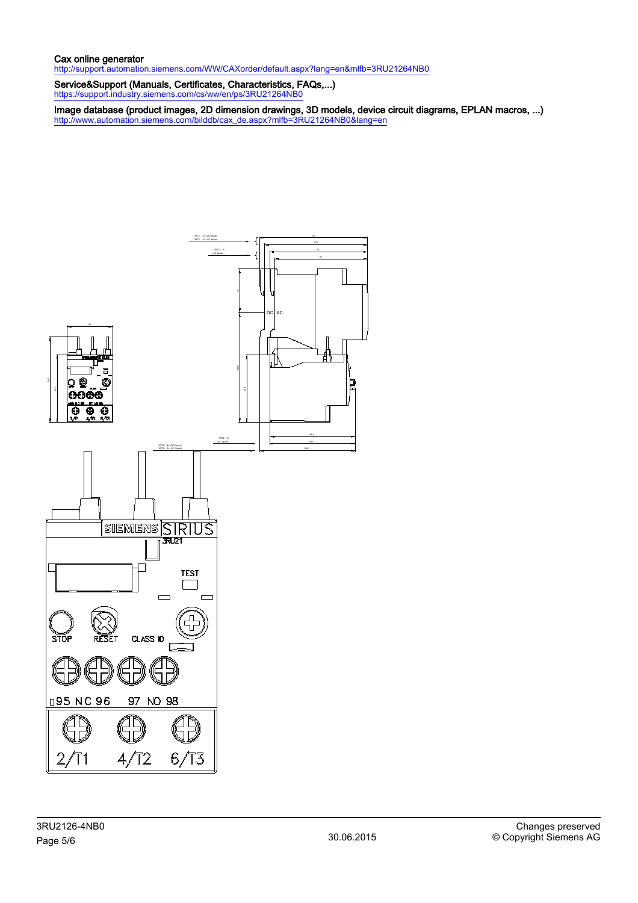**Cax online generator**
http://support.automation.siemens.com/WW/CAXorder/default.aspx?lang=en&mlfb=3RU21264NB0

**Service&Support (Manuals, Certificates, Characteristics, FAQs,...)**
https://support.industry.siemens.com/cs/ww/en/ps/3RU21264NB0

**Image database (product images, 2D dimension drawings, 3D models, device circuit diagrams, EPLAN macros, ...)**
http://www.automation.siemens.com/bilddb/cax_de.aspx?mlfb=3RU21264NB0&lang=en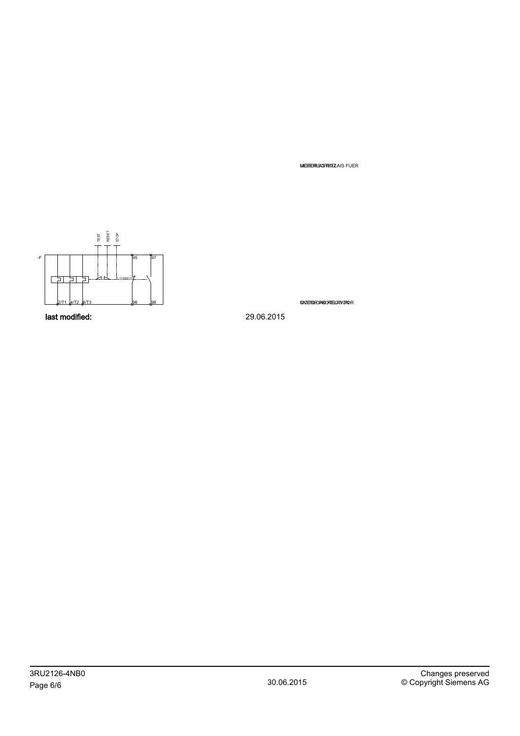MOTORSCHUTZRELAIS FUER

-F

TEST RESET STOP

95 97

2/T1 4/T2 6/T3 96 98

OVERLOAD RELAY FOR

**last modified:** 29.06.2015